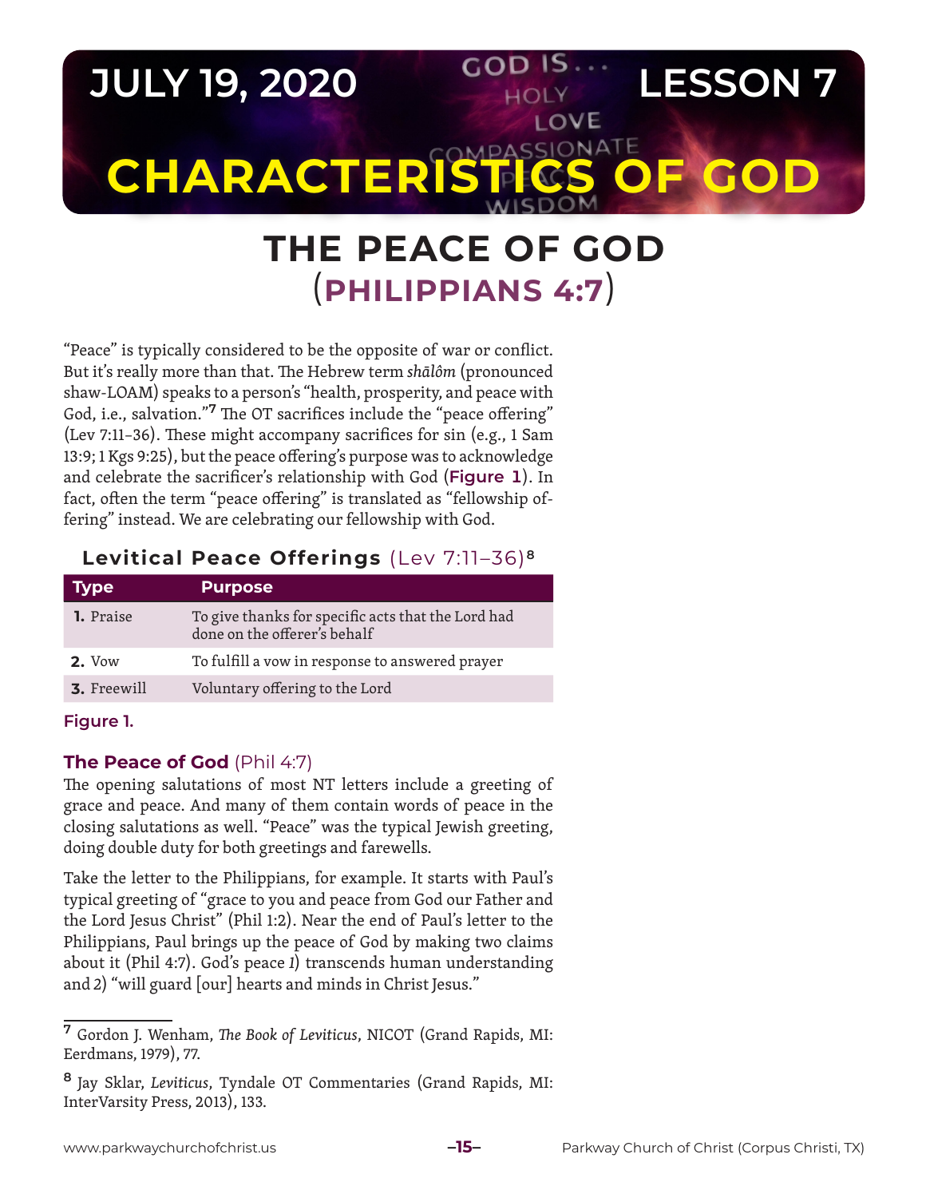# JULY 19, 2020 — LESSON 7

# CHARACTERISTICS OF GOD

## THE PEACE OF GOD (PHILIPPIANS 4:7)

"Peace" is typically considered to be the opposite of war or conflict. But it's really more than that. The Hebrew term *shālôm* (pronounced shaw-LOAM) speaks to a person's "health, prosperity, and peace with God, i.e., salvation."[7] The OT sacrifices include the "peace offering" (Lev 7:11–36). These might accompany sacrifices for sin (e.g., 1 Sam 13:9; 1 Kgs 9:25), but the peace offering's purpose was to acknowledge and celebrate the sacrificer's relationship with God (**Figure 1**). In fact, often the term "peace offering" is translated as "fellowship offering" instead. We are celebrating our fellowship with God.

**Levitical Peace Offerings** (Lev 7:11–36)[8]

| Type | Purpose |
| --- | --- |
| **1.** Praise | To give thanks for specific acts that the Lord had done on the offerer's behalf |
| **2.** Vow | To fulfill a vow in response to answered prayer |
| **3.** Freewill | Voluntary offering to the Lord |

**Figure 1.**

### The Peace of God (Phil 4:7)

The opening salutations of most NT letters include a greeting of grace and peace. And many of them contain words of peace in the closing salutations as well. "Peace" was the typical Jewish greeting, doing double duty for both greetings and farewells.

Take the letter to the Philippians, for example. It starts with Paul's typical greeting of "grace to you and peace from God our Father and the Lord Jesus Christ" (Phil 1:2). Near the end of Paul's letter to the Philippians, Paul brings up the peace of God by making two claims about it (Phil 4:7). God's peace *1*) transcends human understanding and *2*) "will guard [our] hearts and minds in Christ Jesus."

---

[7] Gordon J. Wenham, *The Book of Leviticus*, NICOT (Grand Rapids, MI: Eerdmans, 1979), 77.

[8] Jay Sklar, *Leviticus*, Tyndale OT Commentaries (Grand Rapids, MI: InterVarsity Press, 2013), 133.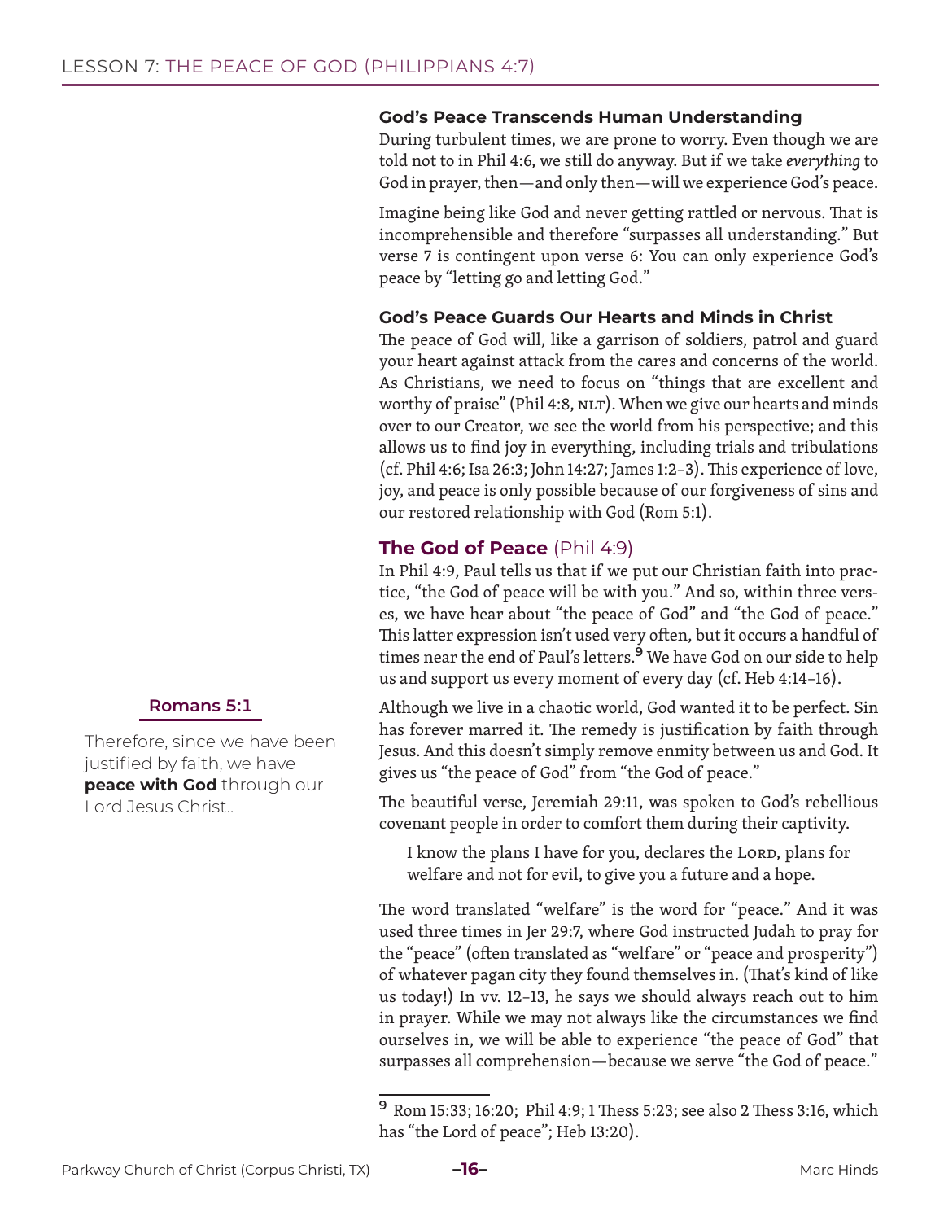### God's Peace Transcends Human Understanding

During turbulent times, we are prone to worry. Even though we are told not to in Phil 4:6, we still do anyway. But if we take *everything* to God in prayer, then—and only then—will we experience God's peace.

Imagine being like God and never getting rattled or nervous. That is incomprehensible and therefore "surpasses all understanding." But verse 7 is contingent upon verse 6: You can only experience God's peace by "letting go and letting God."

### God's Peace Guards Our Hearts and Minds in Christ

The peace of God will, like a garrison of soldiers, patrol and guard your heart against attack from the cares and concerns of the world. As Christians, we need to focus on "things that are excellent and worthy of praise" (Phil 4:8, NLT). When we give our hearts and minds over to our Creator, we see the world from his perspective; and this allows us to find joy in everything, including trials and tribulations (cf. Phil 4:6; Isa 26:3; John 14:27; James 1:2–3). This experience of love, joy, and peace is only possible because of our forgiveness of sins and our restored relationship with God (Rom 5:1).

## The God of Peace (Phil 4:9)

In Phil 4:9, Paul tells us that if we put our Christian faith into practice, "the God of peace will be with you." And so, within three verses, we have hear about "the peace of God" and "the God of peace." This latter expression isn't used very often, but it occurs a handful of times near the end of Paul's letters.[9] We have God on our side to help us and support us every moment of every day (cf. Heb 4:14–16).

Although we live in a chaotic world, God wanted it to be perfect. Sin has forever marred it. The remedy is justification by faith through Jesus. And this doesn't simply remove enmity between us and God. It gives us "the peace of God" from "the God of peace."

The beautiful verse, Jeremiah 29:11, was spoken to God's rebellious covenant people in order to comfort them during their captivity.

> I know the plans I have for you, declares the LORD, plans for welfare and not for evil, to give you a future and a hope.

The word translated "welfare" is the word for "peace." And it was used three times in Jer 29:7, where God instructed Judah to pray for the "peace" (often translated as "welfare" or "peace and prosperity") of whatever pagan city they found themselves in. (That's kind of like us today!) In vv. 12–13, he says we should always reach out to him in prayer. While we may not always like the circumstances we find ourselves in, we will be able to experience "the peace of God" that surpasses all comprehension—because we serve "the God of peace."

**Romans 5:1**

Therefore, since we have been justified by faith, we have **peace with God** through our Lord Jesus Christ..

---

[9] Rom 15:33; 16:20; Phil 4:9; 1 Thess 5:23; see also 2 Thess 3:16, which has "the Lord of peace"; Heb 13:20).